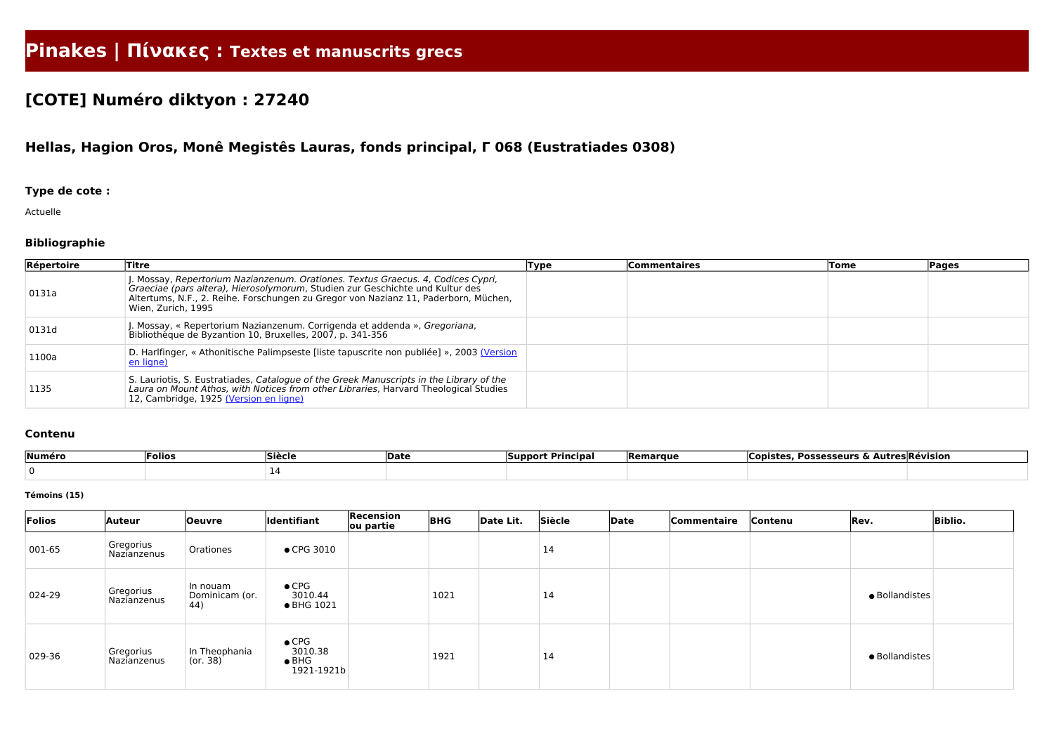# Pinakes | Πίνακες : Textes et manuscrits grecs

## [COTE] Numéro diktyon : 27240

### Hellas, Hagion Oros, Monê Megistês Lauras, fonds principal, Γ 068 (Eustratiades 0308)

#### Type de cote :

Actuelle

#### Bibliographie

| Répertoire | Titre | Type | Commentaires | Tome | Pages |
|---|---|---|---|---|---|
| 0131a | J. Mossay, *Repertorium Nazianzenum. Orationes. Textus Graecus. 4, Codices Cypri, Graeciae (pars altera), Hierosolymorum*, Studien zur Geschichte und Kultur des Altertums, N.F., 2. Reihe. Forschungen zu Gregor von Nazianz 11, Paderborn, Müchen, Wien, Zurich, 1995 | | | | |
| 0131d | J. Mossay, « Repertorium Nazianzenum. Corrigenda et addenda », *Gregoriana*, Bibliothèque de Byzantion 10, Bruxelles, 2007, p. 341-356 | | | | |
| 1100a | D. Harlfinger, « Athonitische Palimpseste [liste tapuscrite non publiée] », 2003 (Version en ligne) | | | | |
| 1135 | S. Lauriotis, S. Eustratiades, *Catalogue of the Greek Manuscripts in the Library of the Laura on Mount Athos, with Notices from other Libraries*, Harvard Theological Studies 12, Cambridge, 1925 (Version en ligne) | | | | |

#### Contenu

| Numéro | Folios | Siècle | Date | Support Principal | Remarque | Copistes, Possesseurs & Autres | Révision |
|---|---|---|---|---|---|---|---|
| 0 | | 14 | | | | | |

##### Témoins (15)

| Folios | Auteur | Oeuvre | Identifiant | Recension ou partie | BHG | Date Lit. | Siècle | Date | Commentaire | Contenu | Rev. | Biblio. |
|---|---|---|---|---|---|---|---|---|---|---|---|---|
| 001-65 | Gregorius Nazianzenus | Orationes | • CPG 3010 | | | | 14 | | | | | |
| 024-29 | Gregorius Nazianzenus | In nouam Dominicam (or. 44) | • CPG 3010.44<br>• BHG 1021 | | 1021 | | 14 | | | | • Bollandistes | |
| 029-36 | Gregorius Nazianzenus | In Theophania (or. 38) | • CPG 3010.38<br>• BHG 1921-1921b | | 1921 | | 14 | | | | • Bollandistes | |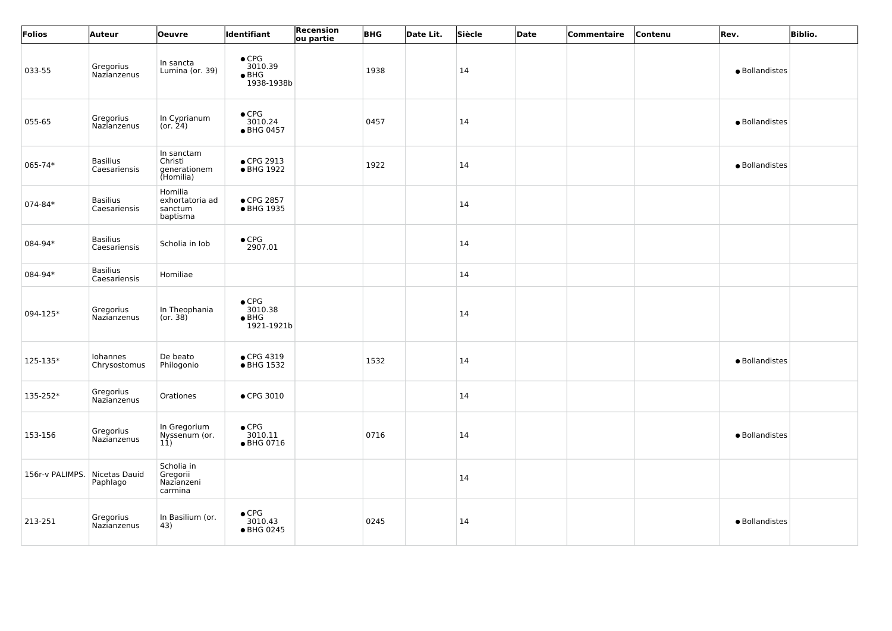| Folios | Auteur | Oeuvre | Identifiant | Recension ou partie | BHG | Date Lit. | Siècle | Date | Commentaire | Contenu | Rev. | Biblio. |
|---|---|---|---|---|---|---|---|---|---|---|---|---|
| 033-55 | Gregorius Nazianzenus | In sancta Lumina (or. 39) | • CPG 3010.39<br>• BHG 1938-1938b | | 1938 | | 14 | | | | • Bollandistes | |
| 055-65 | Gregorius Nazianzenus | In Cyprianum (or. 24) | • CPG 3010.24<br>• BHG 0457 | | 0457 | | 14 | | | | • Bollandistes | |
| 065-74* | Basilius Caesariensis | In sanctam Christi generationem (Homilia) | • CPG 2913<br>• BHG 1922 | | 1922 | | 14 | | | | • Bollandistes | |
| 074-84* | Basilius Caesariensis | Homilia exhortatoria ad sanctum baptisma | • CPG 2857<br>• BHG 1935 | | | | 14 | | | | | |
| 084-94* | Basilius Caesariensis | Scholia in Iob | • CPG 2907.01 | | | | 14 | | | | | |
| 084-94* | Basilius Caesariensis | Homiliae | | | | | 14 | | | | | |
| 094-125* | Gregorius Nazianzenus | In Theophania (or. 38) | • CPG 3010.38<br>• BHG 1921-1921b | | | | 14 | | | | | |
| 125-135* | Iohannes Chrysostomus | De beato Philogonio | • CPG 4319<br>• BHG 1532 | | 1532 | | 14 | | | | • Bollandistes | |
| 135-252* | Gregorius Nazianzenus | Orationes | • CPG 3010 | | | | 14 | | | | | |
| 153-156 | Gregorius Nazianzenus | In Gregorium Nyssenum (or. 11) | • CPG 3010.11<br>• BHG 0716 | | 0716 | | 14 | | | | • Bollandistes | |
| 156r-v PALIMPS. | Nicetas Dauid Paphlago | Scholia in Gregorii Nazianzeni carmina | | | | | 14 | | | | | |
| 213-251 | Gregorius Nazianzenus | In Basilium (or. 43) | • CPG 3010.43<br>• BHG 0245 | | 0245 | | 14 | | | | • Bollandistes | |